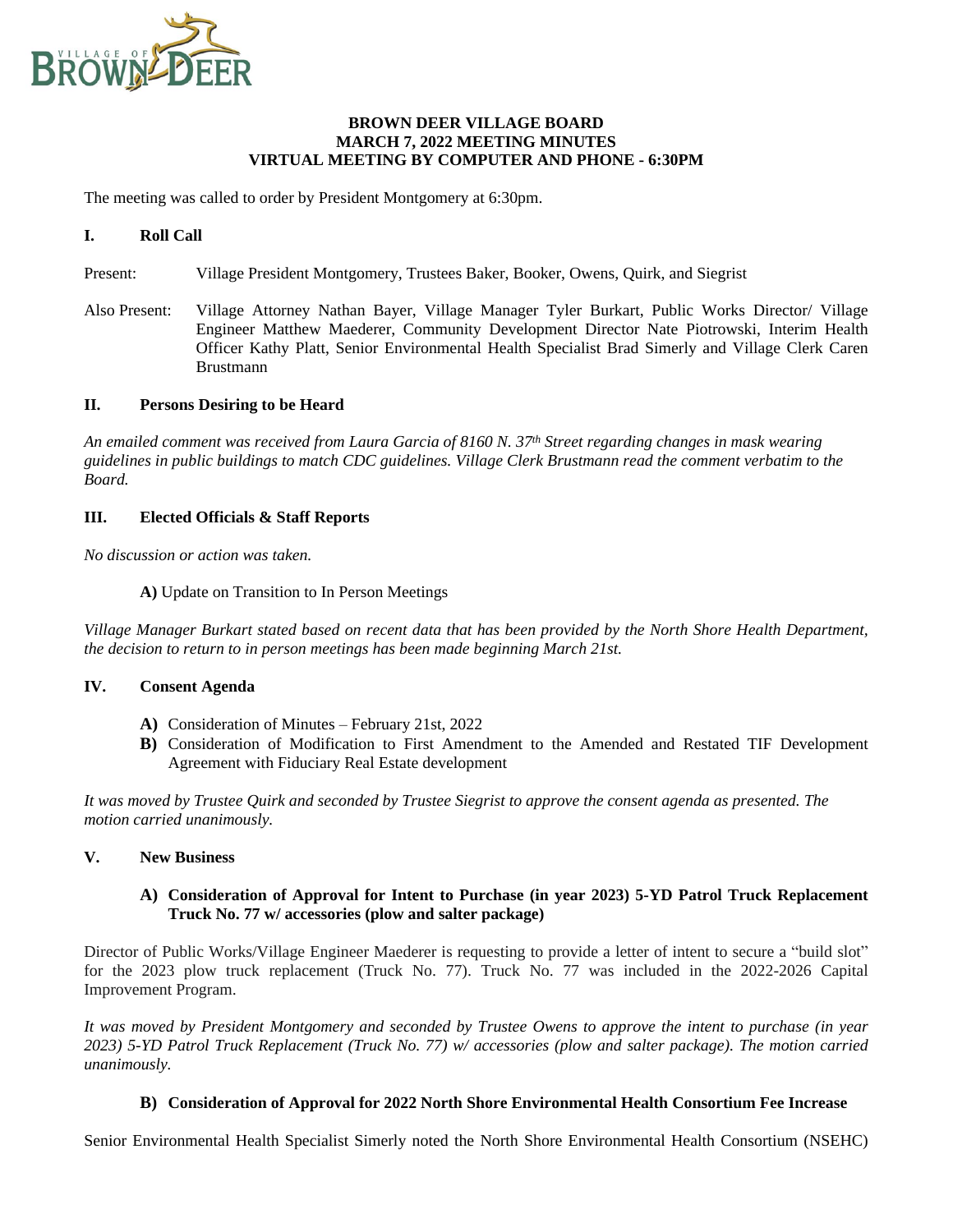**BROWN DEER VILLAGE BOARD**
**MARCH 7, 2022 MEETING MINUTES**
**VIRTUAL MEETING BY COMPUTER AND PHONE - 6:30PM**

The meeting was called to order by President Montgomery at 6:30pm.

## I. Roll Call

Present: Village President Montgomery, Trustees Baker, Booker, Owens, Quirk, and Siegrist

Also Present: Village Attorney Nathan Bayer, Village Manager Tyler Burkart, Public Works Director/ Village Engineer Matthew Maederer, Community Development Director Nate Piotrowski, Interim Health Officer Kathy Platt, Senior Environmental Health Specialist Brad Simerly and Village Clerk Caren Brustmann

## II. Persons Desiring to be Heard

*An emailed comment was received from Laura Garcia of 8160 N. 37th Street regarding changes in mask wearing guidelines in public buildings to match CDC guidelines. Village Clerk Brustmann read the comment verbatim to the Board.*

## III. Elected Officials & Staff Reports

*No discussion or action was taken.*

**A)** Update on Transition to In Person Meetings

*Village Manager Burkart stated based on recent data that has been provided by the North Shore Health Department, the decision to return to in person meetings has been made beginning March 21st.*

## IV. Consent Agenda

**A)** Consideration of Minutes – February 21st, 2022
**B)** Consideration of Modification to First Amendment to the Amended and Restated TIF Development Agreement with Fiduciary Real Estate development

*It was moved by Trustee Quirk and seconded by Trustee Siegrist to approve the consent agenda as presented. The motion carried unanimously.*

## V. New Business

### A) Consideration of Approval for Intent to Purchase (in year 2023) 5-YD Patrol Truck Replacement Truck No. 77 w/ accessories (plow and salter package)

Director of Public Works/Village Engineer Maederer is requesting to provide a letter of intent to secure a "build slot" for the 2023 plow truck replacement (Truck No. 77). Truck No. 77 was included in the 2022-2026 Capital Improvement Program.

*It was moved by President Montgomery and seconded by Trustee Owens to approve the intent to purchase (in year 2023) 5-YD Patrol Truck Replacement (Truck No. 77) w/ accessories (plow and salter package). The motion carried unanimously.*

### B) Consideration of Approval for 2022 North Shore Environmental Health Consortium Fee Increase

Senior Environmental Health Specialist Simerly noted the North Shore Environmental Health Consortium (NSEHC)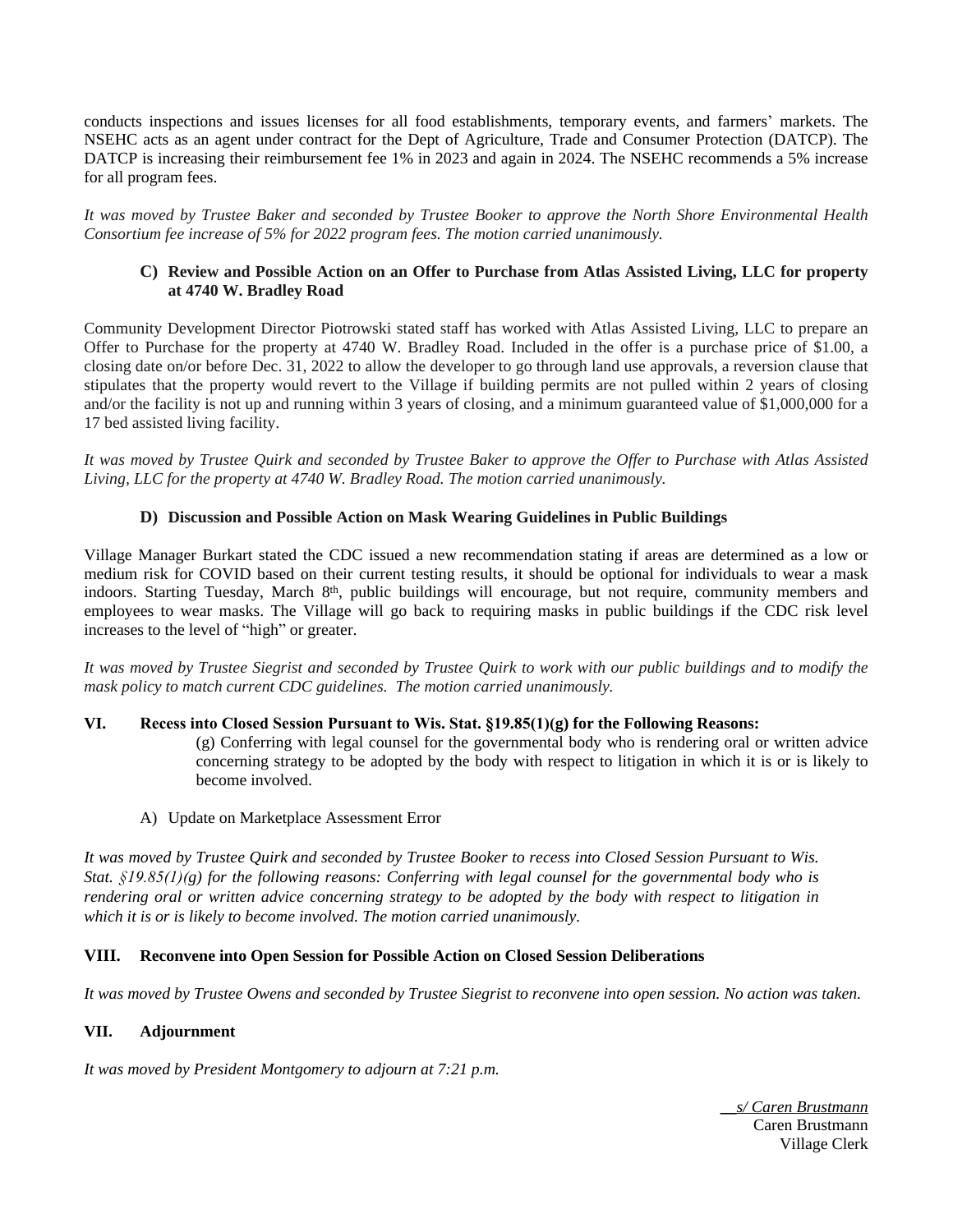conducts inspections and issues licenses for all food establishments, temporary events, and farmers' markets. The NSEHC acts as an agent under contract for the Dept of Agriculture, Trade and Consumer Protection (DATCP). The DATCP is increasing their reimbursement fee 1% in 2023 and again in 2024. The NSEHC recommends a 5% increase for all program fees.

*It was moved by Trustee Baker and seconded by Trustee Booker to approve the North Shore Environmental Health Consortium fee increase of 5% for 2022 program fees. The motion carried unanimously.*

### C) Review and Possible Action on an Offer to Purchase from Atlas Assisted Living, LLC for property at 4740 W. Bradley Road

Community Development Director Piotrowski stated staff has worked with Atlas Assisted Living, LLC to prepare an Offer to Purchase for the property at 4740 W. Bradley Road. Included in the offer is a purchase price of $1.00, a closing date on/or before Dec. 31, 2022 to allow the developer to go through land use approvals, a reversion clause that stipulates that the property would revert to the Village if building permits are not pulled within 2 years of closing and/or the facility is not up and running within 3 years of closing, and a minimum guaranteed value of $1,000,000 for a 17 bed assisted living facility.

*It was moved by Trustee Quirk and seconded by Trustee Baker to approve the Offer to Purchase with Atlas Assisted Living, LLC for the property at 4740 W. Bradley Road. The motion carried unanimously.*

### D) Discussion and Possible Action on Mask Wearing Guidelines in Public Buildings

Village Manager Burkart stated the CDC issued a new recommendation stating if areas are determined as a low or medium risk for COVID based on their current testing results, it should be optional for individuals to wear a mask indoors. Starting Tuesday, March 8th, public buildings will encourage, but not require, community members and employees to wear masks. The Village will go back to requiring masks in public buildings if the CDC risk level increases to the level of "high" or greater.

*It was moved by Trustee Siegrist and seconded by Trustee Quirk to work with our public buildings and to modify the mask policy to match current CDC guidelines. The motion carried unanimously.*

## VI. Recess into Closed Session Pursuant to Wis. Stat. §19.85(1)(g) for the Following Reasons:

(g) Conferring with legal counsel for the governmental body who is rendering oral or written advice concerning strategy to be adopted by the body with respect to litigation in which it is or is likely to become involved.

A) Update on Marketplace Assessment Error

*It was moved by Trustee Quirk and seconded by Trustee Booker to recess into Closed Session Pursuant to Wis. Stat. §19.85(1)(g) for the following reasons: Conferring with legal counsel for the governmental body who is rendering oral or written advice concerning strategy to be adopted by the body with respect to litigation in which it is or is likely to become involved. The motion carried unanimously.*

## VIII. Reconvene into Open Session for Possible Action on Closed Session Deliberations

*It was moved by Trustee Owens and seconded by Trustee Siegrist to reconvene into open session. No action was taken.*

## VII. Adjournment

*It was moved by President Montgomery to adjourn at 7:21 p.m.*

*s/ Caren Brustmann*
Caren Brustmann
Village Clerk